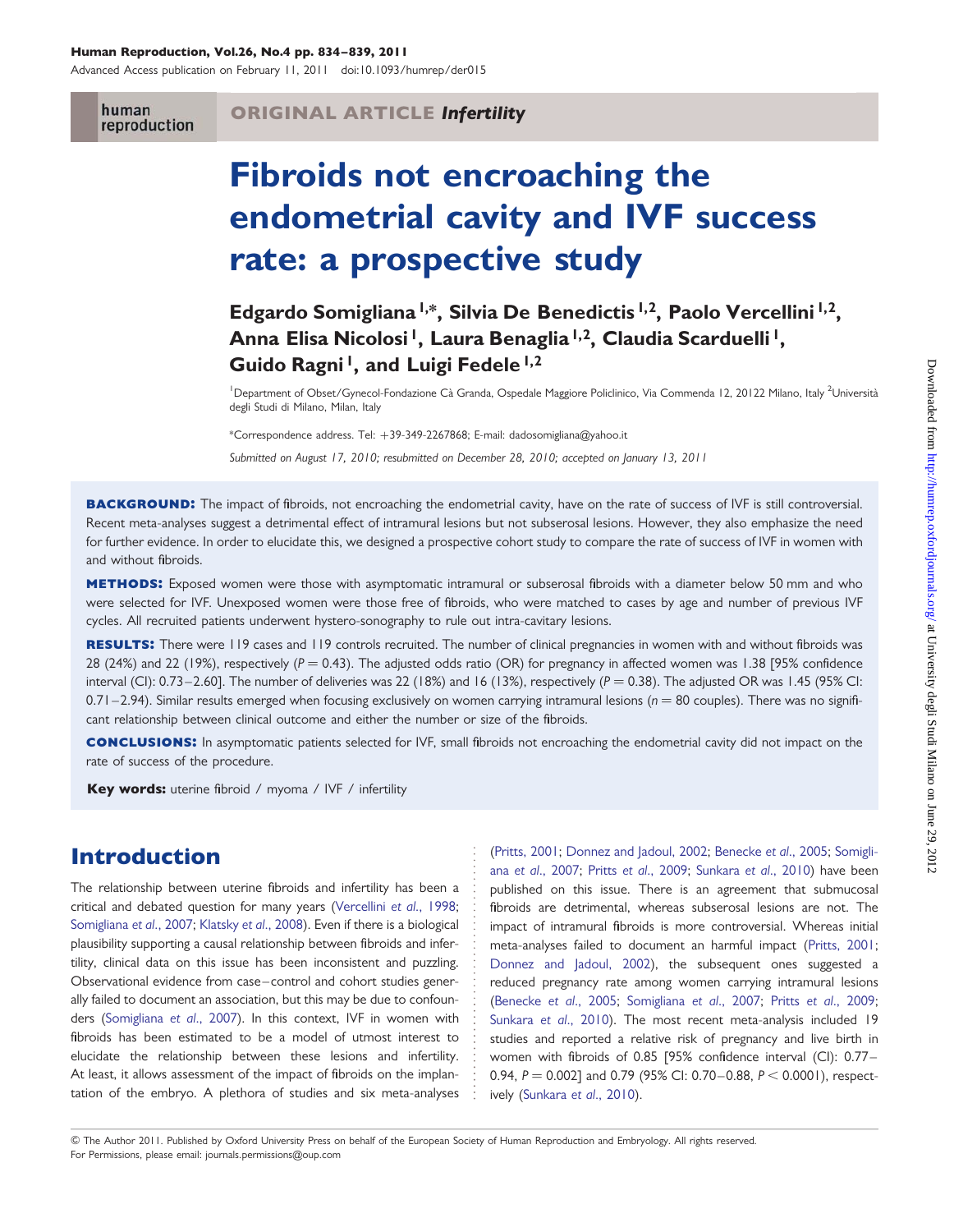ORIGINAL ARTICLE *Infertility*

# Fibroids not encroaching the endometrial cavity and IVF success rate: a prospective study

**Edgardo Somigliana[1,*], Silvia De Benedictis[1,2], Paolo Vercellini[1,2], Anna Elisa Nicolosi[1], Laura Benaglia[1,2], Claudia Scarduelli[1], Guido Ragni[1], and Luigi Fedele[1,2]**

[1]Department of Obset/Gynecol-Fondazione Cà Granda, Ospedale Maggiore Policlinico, Via Commenda 12, 20122 Milano, Italy [2]Università degli Studi di Milano, Milan, Italy

*Correspondence address. Tel: +39-349-2267868; E-mail: dadosomigliana@yahoo.it

*Submitted on August 17, 2010; resubmitted on December 28, 2010; accepted on January 13, 2011*

**BACKGROUND:** The impact of fibroids, not encroaching the endometrial cavity, have on the rate of success of IVF is still controversial. Recent meta-analyses suggest a detrimental effect of intramural lesions but not subserosal lesions. However, they also emphasize the need for further evidence. In order to elucidate this, we designed a prospective cohort study to compare the rate of success of IVF in women with and without fibroids.

**METHODS:** Exposed women were those with asymptomatic intramural or subserosal fibroids with a diameter below 50 mm and who were selected for IVF. Unexposed women were those free of fibroids, who were matched to cases by age and number of previous IVF cycles. All recruited patients underwent hystero-sonography to rule out intra-cavitary lesions.

**RESULTS:** There were 119 cases and 119 controls recruited. The number of clinical pregnancies in women with and without fibroids was 28 (24%) and 22 (19%), respectively ($P = 0.43$). The adjusted odds ratio (OR) for pregnancy in affected women was 1.38 [95% confidence interval (CI): 0.73–2.60]. The number of deliveries was 22 (18%) and 16 (13%), respectively ($P = 0.38$). The adjusted OR was 1.45 (95% CI: 0.71–2.94). Similar results emerged when focusing exclusively on women carrying intramural lesions ($n = 80$ couples). There was no significant relationship between clinical outcome and either the number or size of the fibroids.

**CONCLUSIONS:** In asymptomatic patients selected for IVF, small fibroids not encroaching the endometrial cavity did not impact on the rate of success of the procedure.

**Key words:** uterine fibroid / myoma / IVF / infertility

## Introduction

The relationship between uterine fibroids and infertility has been a critical and debated question for many years (Vercellini *et al*., 1998; Somigliana *et al*., 2007; Klatsky *et al*., 2008). Even if there is a biological plausibility supporting a causal relationship between fibroids and infertility, clinical data on this issue has been inconsistent and puzzling. Observational evidence from case–control and cohort studies generally failed to document an association, but this may be due to confounders (Somigliana *et al*., 2007). In this context, IVF in women with fibroids has been estimated to be a model of utmost interest to elucidate the relationship between these lesions and infertility. At least, it allows assessment of the impact of fibroids on the implantation of the embryo. A plethora of studies and six meta-analyses (Pritts, 2001; Donnez and Jadoul, 2002; Benecke *et al*., 2005; Somigliana *et al*., 2007; Pritts *et al*., 2009; Sunkara *et al*., 2010) have been published on this issue. There is an agreement that submucosal fibroids are detrimental, whereas subserosal lesions are not. The impact of intramural fibroids is more controversial. Whereas initial meta-analyses failed to document an harmful impact (Pritts, 2001; Donnez and Jadoul, 2002), the subsequent ones suggested a reduced pregnancy rate among women carrying intramural lesions (Benecke *et al*., 2005; Somigliana *et al*., 2007; Pritts *et al*., 2009; Sunkara *et al*., 2010). The most recent meta-analysis included 19 studies and reported a relative risk of pregnancy and live birth in women with fibroids of 0.85 [95% confidence interval (CI): 0.77–0.94, $P = 0.002$] and 0.79 (95% CI: 0.70–0.88, $P < 0.0001$), respectively (Sunkara *et al*., 2010).

© The Author 2011. Published by Oxford University Press on behalf of the European Society of Human Reproduction and Embryology. All rights reserved.
For Permissions, please email: journals.permissions@oup.com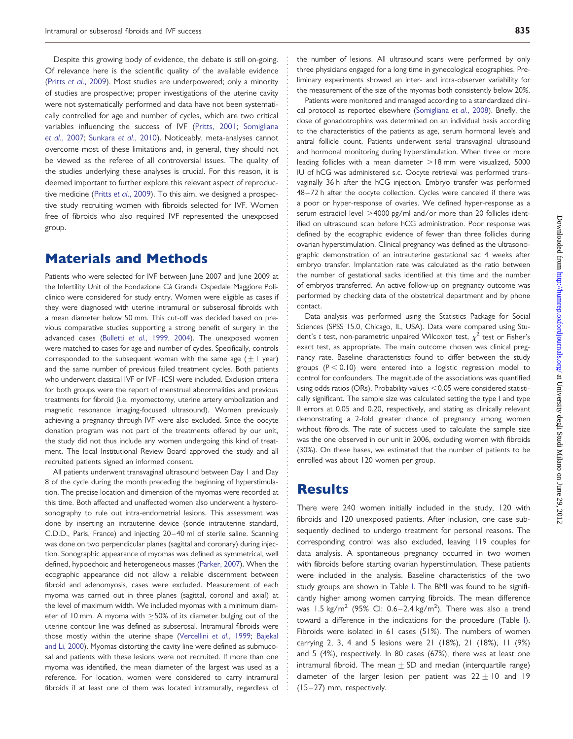Despite this growing body of evidence, the debate is still on-going. Of relevance here is the scientific quality of the available evidence (Pritts *et al*., 2009). Most studies are underpowered; only a minority of studies are prospective; proper investigations of the uterine cavity were not systematically performed and data have not been systematically controlled for age and number of cycles, which are two critical variables influencing the success of IVF (Pritts, 2001; Somigliana *et al*., 2007; Sunkara *et al*., 2010). Noticeably, meta-analyses cannot overcome most of these limitations and, in general, they should not be viewed as the referee of all controversial issues. The quality of the studies underlying these analyses is crucial. For this reason, it is deemed important to further explore this relevant aspect of reproductive medicine (Pritts *et al*., 2009). To this aim, we designed a prospective study recruiting women with fibroids selected for IVF. Women free of fibroids who also required IVF represented the unexposed group.

# Materials and Methods

Patients who were selected for IVF between June 2007 and June 2009 at the Infertility Unit of the Fondazione Cà Granda Ospedale Maggiore Policlinico were considered for study entry. Women were eligible as cases if they were diagnosed with uterine intramural or subserosal fibroids with a mean diameter below 50 mm. This cut-off was decided based on previous comparative studies supporting a strong benefit of surgery in the advanced cases (Bulletti *et al*., 1999, 2004). The unexposed women were matched to cases for age and number of cycles. Specifically, controls corresponded to the subsequent woman with the same age ($\pm 1$ year) and the same number of previous failed treatment cycles. Both patients who underwent classical IVF or IVF–ICSI were included. Exclusion criteria for both groups were the report of menstrual abnormalities and previous treatments for fibroid (i.e. myomectomy, uterine artery embolization and magnetic resonance imaging-focused ultrasound). Women previously achieving a pregnancy through IVF were also excluded. Since the oocyte donation program was not part of the treatments offered by our unit, the study did not thus include any women undergoing this kind of treatment. The local Institutional Review Board approved the study and all recruited patients signed an informed consent.

All patients underwent transvaginal ultrasound between Day 1 and Day 8 of the cycle during the month preceding the beginning of hyperstimulation. The precise location and dimension of the myomas were recorded at this time. Both affected and unaffected women also underwent a hysterosonography to rule out intra-endometrial lesions. This assessment was done by inserting an intrauterine device (sonde intrauterine standard, C.D.D., Paris, France) and injecting 20–40 ml of sterile saline. Scanning was done on two perpendicular planes (sagittal and coronary) during injection. Sonographic appearance of myomas was defined as symmetrical, well defined, hypoechoic and heterogeneous masses (Parker, 2007). When the ecographic appearance did not allow a reliable discernment between fibroid and adenomyosis, cases were excluded. Measurement of each myoma was carried out in three planes (sagittal, coronal and axial) at the level of maximum width. We included myomas with a minimum diameter of 10 mm. A myoma with $\geq$50% of its diameter bulging out of the uterine contour line was defined as subserosal. Intramural fibroids were those mostly within the uterine shape (Vercellini *et al*., 1999; Bajekal and Li, 2000). Myomas distorting the cavity line were defined as submucosal and patients with these lesions were not recruited. If more than one myoma was identified, the mean diameter of the largest was used as a reference. For location, women were considered to carry intramural fibroids if at least one of them was located intramurally, regardless of the number of lesions. All ultrasound scans were performed by only three physicians engaged for a long time in gynecological ecographies. Preliminary experiments showed an inter- and intra-observer variability for the measurement of the size of the myomas both consistently below 20%.

Patients were monitored and managed according to a standardized clinical protocol as reported elsewhere (Somigliana *et al*., 2008). Briefly, the dose of gonadotrophins was determined on an individual basis according to the characteristics of the patients as age, serum hormonal levels and antral follicle count. Patients underwent serial transvaginal ultrasound and hormonal monitoring during hyperstimulation. When three or more leading follicles with a mean diameter $>$18 mm were visualized, 5000 IU of hCG was administered s.c. Oocyte retrieval was performed transvaginally 36 h after the hCG injection. Embryo transfer was performed 48–72 h after the oocyte collection. Cycles were canceled if there was a poor or hyper-response of ovaries. We defined hyper-response as a serum estradiol level $>$4000 pg/ml and/or more than 20 follicles identified on ultrasound scan before hCG administration. Poor response was defined by the ecographic evidence of fewer than three follicles during ovarian hyperstimulation. Clinical pregnancy was defined as the ultrasonographic demonstration of an intrauterine gestational sac 4 weeks after embryo transfer. Implantation rate was calculated as the ratio between the number of gestational sacks identified at this time and the number of embryos transferred. An active follow-up on pregnancy outcome was performed by checking data of the obstetrical department and by phone contact.

Data analysis was performed using the Statistics Package for Social Sciences (SPSS 15.0, Chicago, IL, USA). Data were compared using Student's *t* test, non-parametric unpaired Wilcoxon test, $\chi^2$ test or Fisher's exact test, as appropriate. The main outcome chosen was clinical pregnancy rate. Baseline characteristics found to differ between the study groups ($P < 0.10$) were entered into a logistic regression model to control for confounders. The magnitude of the associations was quantified using odds ratios (ORs). Probability values $<$0.05 were considered statistically significant. The sample size was calculated setting the type I and type II errors at 0.05 and 0.20, respectively, and stating as clinically relevant demonstrating a 2-fold greater chance of pregnancy among women without fibroids. The rate of success used to calculate the sample size was the one observed in our unit in 2006, excluding women with fibroids (30%). On these bases, we estimated that the number of patients to be enrolled was about 120 women per group.

# Results

There were 240 women initially included in the study, 120 with fibroids and 120 unexposed patients. After inclusion, one case subsequently declined to undergo treatment for personal reasons. The corresponding control was also excluded, leaving 119 couples for data analysis. A spontaneous pregnancy occurred in two women with fibroids before starting ovarian hyperstimulation. These patients were included in the analysis. Baseline characteristics of the two study groups are shown in Table I. The BMI was found to be significantly higher among women carrying fibroids. The mean difference was 1.5 kg/m$^2$ (95% CI: 0.6–2.4 kg/m$^2$). There was also a trend toward a difference in the indications for the procedure (Table I). Fibroids were isolated in 61 cases (51%). The numbers of women carrying 2, 3, 4 and 5 lesions were 21 (18%), 21 (18%), 11 (9%) and 5 (4%), respectively. In 80 cases (67%), there was at least one intramural fibroid. The mean $\pm$ SD and median (interquartile range) diameter of the larger lesion per patient was $22 \pm 10$ and 19 (15–27) mm, respectively.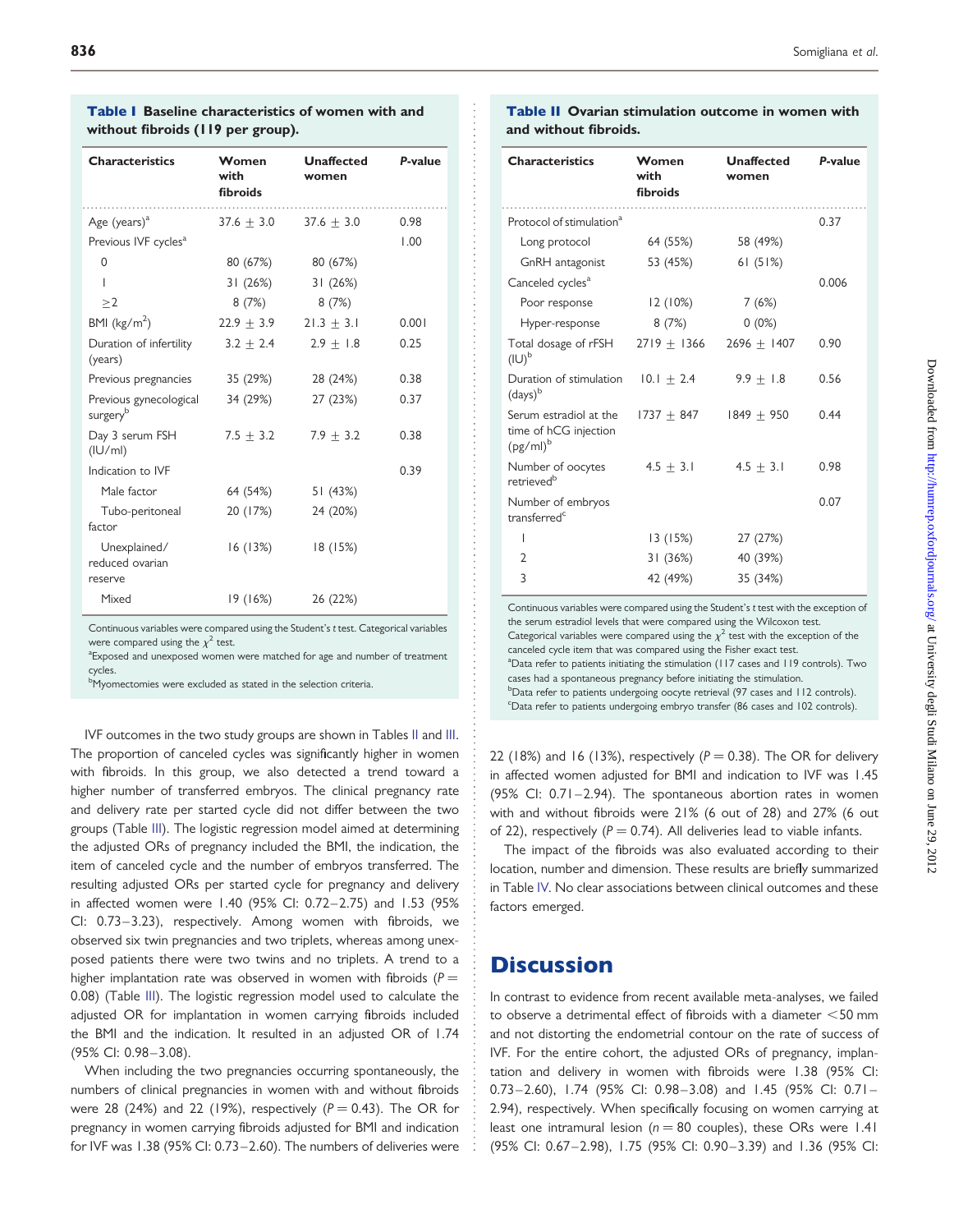**Table I** Baseline characteristics of women with and without fibroids (119 per group).

| Characteristics | Women with fibroids | Unaffected women | *P*-value |
|---|---|---|---|
| Age (years)[a] | 37.6 ± 3.0 | 37.6 ± 3.0 | 0.98 |
| Previous IVF cycles[a] | | | 1.00 |
| 0 | 80 (67%) | 80 (67%) | |
| 1 | 31 (26%) | 31 (26%) | |
| ≥2 | 8 (7%) | 8 (7%) | |
| BMI (kg/m$^2$) | 22.9 ± 3.9 | 21.3 ± 3.1 | 0.001 |
| Duration of infertility (years) | 3.2 ± 2.4 | 2.9 ± 1.8 | 0.25 |
| Previous pregnancies | 35 (29%) | 28 (24%) | 0.38 |
| Previous gynecological surgery[b] | 34 (29%) | 27 (23%) | 0.37 |
| Day 3 serum FSH (IU/ml) | 7.5 ± 3.2 | 7.9 ± 3.2 | 0.38 |
| Indication to IVF | | | 0.39 |
| Male factor | 64 (54%) | 51 (43%) | |
| Tubo-peritoneal factor | 20 (17%) | 24 (20%) | |
| Unexplained/ reduced ovarian reserve | 16 (13%) | 18 (15%) | |
| Mixed | 19 (16%) | 26 (22%) | |

Continuous variables were compared using the Student's *t* test. Categorical variables were compared using the $\chi^2$ test.
[a]Exposed and unexposed women were matched for age and number of treatment cycles.
[b]Myomectomies were excluded as stated in the selection criteria.

**Table II** Ovarian stimulation outcome in women with and without fibroids.

| Characteristics | Women with fibroids | Unaffected women | *P*-value |
|---|---|---|---|
| Protocol of stimulation[a] | | | 0.37 |
| Long protocol | 64 (55%) | 58 (49%) | |
| GnRH antagonist | 53 (45%) | 61 (51%) | |
| Canceled cycles[a] | | | 0.006 |
| Poor response | 12 (10%) | 7 (6%) | |
| Hyper-response | 8 (7%) | 0 (0%) | |
| Total dosage of rFSH (IU)[b] | 2719 ± 1366 | 2696 ± 1407 | 0.90 |
| Duration of stimulation (days)[b] | 10.1 ± 2.4 | 9.9 ± 1.8 | 0.56 |
| Serum estradiol at the time of hCG injection (pg/ml)[b] | 1737 ± 847 | 1849 ± 950 | 0.44 |
| Number of oocytes retrieved[b] | 4.5 ± 3.1 | 4.5 ± 3.1 | 0.98 |
| Number of embryos transferred[c] | | | 0.07 |
| 1 | 13 (15%) | 27 (27%) | |
| 2 | 31 (36%) | 40 (39%) | |
| 3 | 42 (49%) | 35 (34%) | |

Continuous variables were compared using the Student's *t* test with the exception of the serum estradiol levels that were compared using the Wilcoxon test. Categorical variables were compared using the $\chi^2$ test with the exception of the canceled cycle item that was compared using the Fisher exact test.
[a]Data refer to patients initiating the stimulation (117 cases and 119 controls). Two cases had a spontaneous pregnancy before initiating the stimulation.
[b]Data refer to patients undergoing oocyte retrieval (97 cases and 112 controls).
[c]Data refer to patients undergoing embryo transfer (86 cases and 102 controls).

IVF outcomes in the two study groups are shown in Tables II and III. The proportion of canceled cycles was significantly higher in women with fibroids. In this group, we also detected a trend toward a higher number of transferred embryos. The clinical pregnancy rate and delivery rate per started cycle did not differ between the two groups (Table III). The logistic regression model aimed at determining the adjusted ORs of pregnancy included the BMI, the indication, the item of canceled cycle and the number of embryos transferred. The resulting adjusted ORs per started cycle for pregnancy and delivery in affected women were 1.40 (95% CI: 0.72–2.75) and 1.53 (95% CI: 0.73–3.23), respectively. Among women with fibroids, we observed six twin pregnancies and two triplets, whereas among unexposed patients there were two twins and no triplets. A trend to a higher implantation rate was observed in women with fibroids ($P = 0.08$) (Table III). The logistic regression model used to calculate the adjusted OR for implantation in women carrying fibroids included the BMI and the indication. It resulted in an adjusted OR of 1.74 (95% CI: 0.98–3.08).

When including the two pregnancies occurring spontaneously, the numbers of clinical pregnancies in women with and without fibroids were 28 (24%) and 22 (19%), respectively ($P = 0.43$). The OR for pregnancy in women carrying fibroids adjusted for BMI and indication for IVF was 1.38 (95% CI: 0.73–2.60). The numbers of deliveries were 22 (18%) and 16 (13%), respectively ($P = 0.38$). The OR for delivery in affected women adjusted for BMI and indication to IVF was 1.45 (95% CI: 0.71–2.94). The spontaneous abortion rates in women with and without fibroids were 21% (6 out of 28) and 27% (6 out of 22), respectively ($P = 0.74$). All deliveries lead to viable infants.

The impact of the fibroids was also evaluated according to their location, number and dimension. These results are briefly summarized in Table IV. No clear associations between clinical outcomes and these factors emerged.

## Discussion

In contrast to evidence from recent available meta-analyses, we failed to observe a detrimental effect of fibroids with a diameter <50 mm and not distorting the endometrial contour on the rate of success of IVF. For the entire cohort, the adjusted ORs of pregnancy, implantation and delivery in women with fibroids were 1.38 (95% CI: 0.73–2.60), 1.74 (95% CI: 0.98–3.08) and 1.45 (95% CI: 0.71–2.94), respectively. When specifically focusing on women carrying at least one intramural lesion ($n = 80$ couples), these ORs were 1.41 (95% CI: 0.67–2.98), 1.75 (95% CI: 0.90–3.39) and 1.36 (95% CI: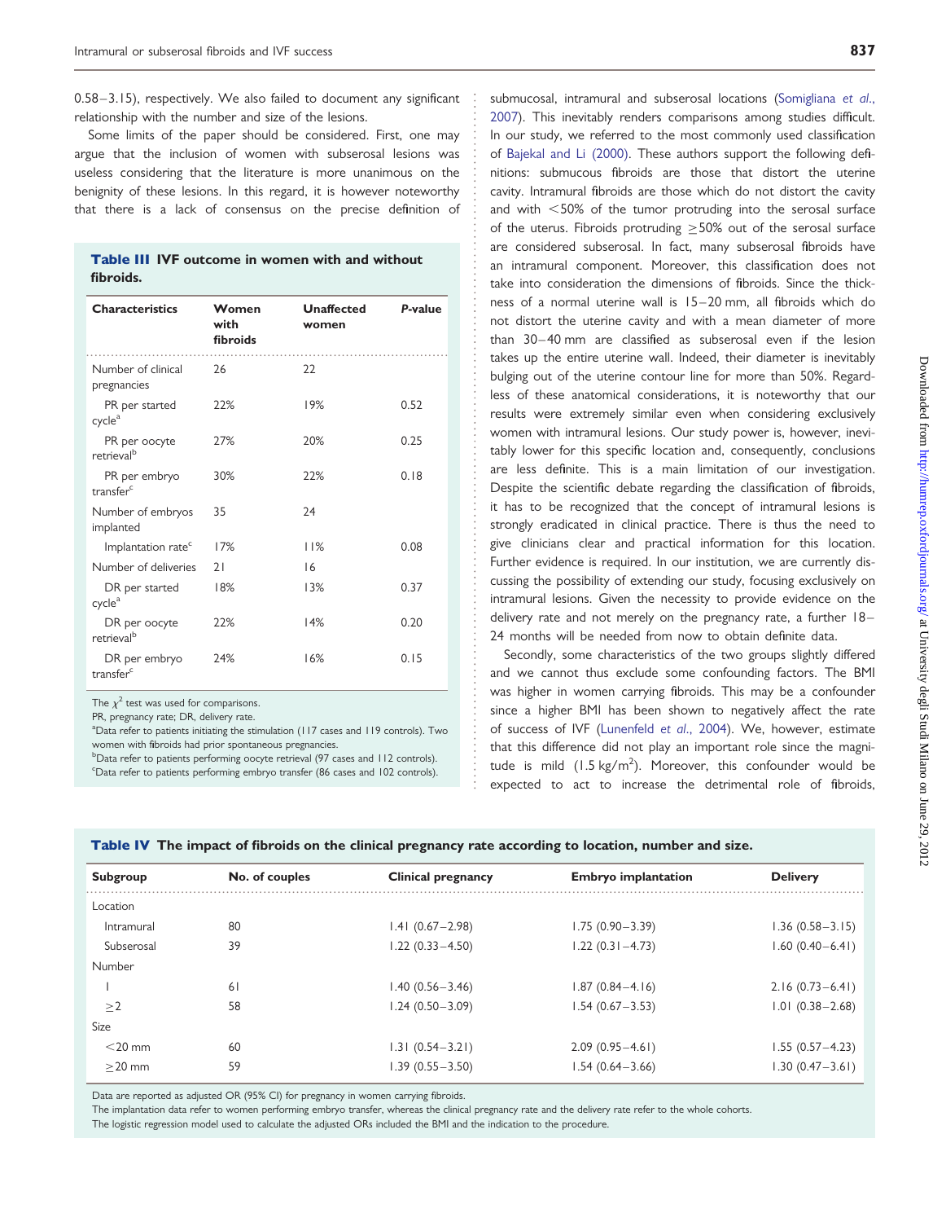0.58–3.15), respectively. We also failed to document any significant relationship with the number and size of the lesions.

Some limits of the paper should be considered. First, one may argue that the inclusion of women with subserosal lesions was useless considering that the literature is more unanimous on the benignity of these lesions. In this regard, it is however noteworthy that there is a lack of consensus on the precise definition of submucosal, intramural and subserosal locations (Somigliana *et al.*, 2007). This inevitably renders comparisons among studies difficult. In our study, we referred to the most commonly used classification of Bajekal and Li (2000). These authors support the following definitions: submucous fibroids are those that distort the uterine cavity. Intramural fibroids are those which do not distort the cavity and with <50% of the tumor protruding into the serosal surface of the uterus. Fibroids protruding ≥50% out of the serosal surface are considered subserosal. In fact, many subserosal fibroids have an intramural component. Moreover, this classification does not take into consideration the dimensions of fibroids. Since the thickness of a normal uterine wall is 15–20 mm, all fibroids which do not distort the uterine cavity and with a mean diameter of more than 30–40 mm are classified as subserosal even if the lesion takes up the entire uterine wall. Indeed, their diameter is inevitably bulging out of the uterine contour line for more than 50%. Regardless of these anatomical considerations, it is noteworthy that our results were extremely similar even when considering exclusively women with intramural lesions. Our study power is, however, inevitably lower for this specific location and, consequently, conclusions are less definite. This is a main limitation of our investigation. Despite the scientific debate regarding the classification of fibroids, it has to be recognized that the concept of intramural lesions is strongly eradicated in clinical practice. There is thus the need to give clinicians clear and practical information for this location. Further evidence is required. In our institution, we are currently discussing the possibility of extending our study, focusing exclusively on intramural lesions. Given the necessity to provide evidence on the delivery rate and not merely on the pregnancy rate, a further 18–24 months will be needed from now to obtain definite data.

Secondly, some characteristics of the two groups slightly differed and we cannot thus exclude some confounding factors. The BMI was higher in women carrying fibroids. This may be a confounder since a higher BMI has been shown to negatively affect the rate of success of IVF (Lunenfeld *et al.*, 2004). We, however, estimate that this difference did not play an important role since the magnitude is mild (1.5 kg/m$^2$). Moreover, this confounder would be expected to act to increase the detrimental role of fibroids,

**Table III** IVF outcome in women with and without fibroids.

| Characteristics | Women with fibroids | Unaffected women | *P*-value |
|---|---|---|---|
| Number of clinical pregnancies | 26 | 22 | |
| PR per started cycle[a] | 22% | 19% | 0.52 |
| PR per oocyte retrieval[b] | 27% | 20% | 0.25 |
| PR per embryo transfer[c] | 30% | 22% | 0.18 |
| Number of embryos implanted | 35 | 24 | |
| Implantation rate[c] | 17% | 11% | 0.08 |
| Number of deliveries | 21 | 16 | |
| DR per started cycle[a] | 18% | 13% | 0.37 |
| DR per oocyte retrieval[b] | 22% | 14% | 0.20 |
| DR per embryo transfer[c] | 24% | 16% | 0.15 |

The $\chi^2$ test was used for comparisons.

PR, pregnancy rate; DR, delivery rate.

[a]Data refer to patients initiating the stimulation (117 cases and 119 controls). Two women with fibroids had prior spontaneous pregnancies.

[b]Data refer to patients performing oocyte retrieval (97 cases and 112 controls).

[c]Data refer to patients performing embryo transfer (86 cases and 102 controls).

**Table IV** The impact of fibroids on the clinical pregnancy rate according to location, number and size.

| Subgroup | No. of couples | Clinical pregnancy | Embryo implantation | Delivery |
|---|---|---|---|---|
| Location | | | | |
| Intramural | 80 | 1.41 (0.67–2.98) | 1.75 (0.90–3.39) | 1.36 (0.58–3.15) |
| Subserosal | 39 | 1.22 (0.33–4.50) | 1.22 (0.31–4.73) | 1.60 (0.40–6.41) |
| Number | | | | |
| 1 | 61 | 1.40 (0.56–3.46) | 1.87 (0.84–4.16) | 2.16 (0.73–6.41) |
| ≥2 | 58 | 1.24 (0.50–3.09) | 1.54 (0.67–3.53) | 1.01 (0.38–2.68) |
| Size | | | | |
| <20 mm | 60 | 1.31 (0.54–3.21) | 2.09 (0.95–4.61) | 1.55 (0.57–4.23) |
| ≥20 mm | 59 | 1.39 (0.55–3.50) | 1.54 (0.64–3.66) | 1.30 (0.47–3.61) |

Data are reported as adjusted OR (95% CI) for pregnancy in women carrying fibroids.

The implantation data refer to women performing embryo transfer, whereas the clinical pregnancy rate and the delivery rate refer to the whole cohorts.

The logistic regression model used to calculate the adjusted ORs included the BMI and the indication to the procedure.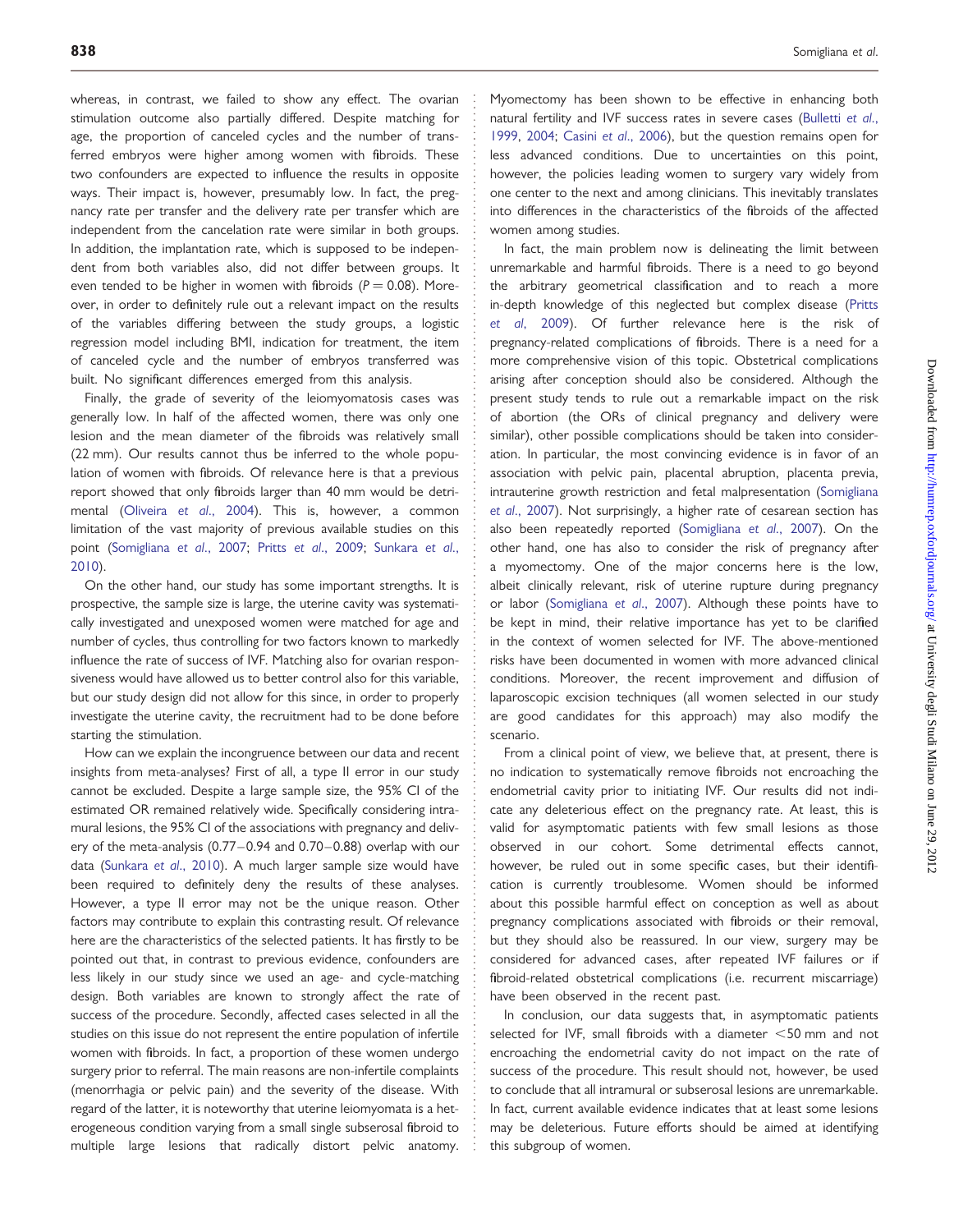whereas, in contrast, we failed to show any effect. The ovarian stimulation outcome also partially differed. Despite matching for age, the proportion of canceled cycles and the number of transferred embryos were higher among women with fibroids. These two confounders are expected to influence the results in opposite ways. Their impact is, however, presumably low. In fact, the pregnancy rate per transfer and the delivery rate per transfer which are independent from the cancelation rate were similar in both groups. In addition, the implantation rate, which is supposed to be independent from both variables also, did not differ between groups. It even tended to be higher in women with fibroids ($P = 0.08$). Moreover, in order to definitely rule out a relevant impact on the results of the variables differing between the study groups, a logistic regression model including BMI, indication for treatment, the item of canceled cycle and the number of embryos transferred was built. No significant differences emerged from this analysis.

Finally, the grade of severity of the leiomyomatosis cases was generally low. In half of the affected women, there was only one lesion and the mean diameter of the fibroids was relatively small (22 mm). Our results cannot thus be inferred to the whole population of women with fibroids. Of relevance here is that a previous report showed that only fibroids larger than 40 mm would be detrimental (Oliveira *et al*., 2004). This is, however, a common limitation of the vast majority of previous available studies on this point (Somigliana *et al*., 2007; Pritts *et al*., 2009; Sunkara *et al*., 2010).

On the other hand, our study has some important strengths. It is prospective, the sample size is large, the uterine cavity was systematically investigated and unexposed women were matched for age and number of cycles, thus controlling for two factors known to markedly influence the rate of success of IVF. Matching also for ovarian responsiveness would have allowed us to better control also for this variable, but our study design did not allow for this since, in order to properly investigate the uterine cavity, the recruitment had to be done before starting the stimulation.

How can we explain the incongruence between our data and recent insights from meta-analyses? First of all, a type II error in our study cannot be excluded. Despite a large sample size, the 95% CI of the estimated OR remained relatively wide. Specifically considering intramural lesions, the 95% CI of the associations with pregnancy and delivery of the meta-analysis (0.77–0.94 and 0.70–0.88) overlap with our data (Sunkara *et al*., 2010). A much larger sample size would have been required to definitely deny the results of these analyses. However, a type II error may not be the unique reason. Other factors may contribute to explain this contrasting result. Of relevance here are the characteristics of the selected patients. It has firstly to be pointed out that, in contrast to previous evidence, confounders are less likely in our study since we used an age- and cycle-matching design. Both variables are known to strongly affect the rate of success of the procedure. Secondly, affected cases selected in all the studies on this issue do not represent the entire population of infertile women with fibroids. In fact, a proportion of these women undergo surgery prior to referral. The main reasons are non-infertile complaints (menorrhagia or pelvic pain) and the severity of the disease. With regard of the latter, it is noteworthy that uterine leiomyomata is a heterogeneous condition varying from a small single subserosal fibroid to multiple large lesions that radically distort pelvic anatomy. Myomectomy has been shown to be effective in enhancing both natural fertility and IVF success rates in severe cases (Bulletti *et al*., 1999, 2004; Casini *et al*., 2006), but the question remains open for less advanced conditions. Due to uncertainties on this point, however, the policies leading women to surgery vary widely from one center to the next and among clinicians. This inevitably translates into differences in the characteristics of the fibroids of the affected women among studies.

In fact, the main problem now is delineating the limit between unremarkable and harmful fibroids. There is a need to go beyond the arbitrary geometrical classification and to reach a more in-depth knowledge of this neglected but complex disease (Pritts *et al*, 2009). Of further relevance here is the risk of pregnancy-related complications of fibroids. There is a need for a more comprehensive vision of this topic. Obstetrical complications arising after conception should also be considered. Although the present study tends to rule out a remarkable impact on the risk of abortion (the ORs of clinical pregnancy and delivery were similar), other possible complications should be taken into consideration. In particular, the most convincing evidence is in favor of an association with pelvic pain, placental abruption, placenta previa, intrauterine growth restriction and fetal malpresentation (Somigliana *et al*., 2007). Not surprisingly, a higher rate of cesarean section has also been repeatedly reported (Somigliana *et al*., 2007). On the other hand, one has also to consider the risk of pregnancy after a myomectomy. One of the major concerns here is the low, albeit clinically relevant, risk of uterine rupture during pregnancy or labor (Somigliana *et al*., 2007). Although these points have to be kept in mind, their relative importance has yet to be clarified in the context of women selected for IVF. The above-mentioned risks have been documented in women with more advanced clinical conditions. Moreover, the recent improvement and diffusion of laparoscopic excision techniques (all women selected in our study are good candidates for this approach) may also modify the scenario.

From a clinical point of view, we believe that, at present, there is no indication to systematically remove fibroids not encroaching the endometrial cavity prior to initiating IVF. Our results did not indicate any deleterious effect on the pregnancy rate. At least, this is valid for asymptomatic patients with few small lesions as those observed in our cohort. Some detrimental effects cannot, however, be ruled out in some specific cases, but their identification is currently troublesome. Women should be informed about this possible harmful effect on conception as well as about pregnancy complications associated with fibroids or their removal, but they should also be reassured. In our view, surgery may be considered for advanced cases, after repeated IVF failures or if fibroid-related obstetrical complications (i.e. recurrent miscarriage) have been observed in the recent past.

In conclusion, our data suggests that, in asymptomatic patients selected for IVF, small fibroids with a diameter <50 mm and not encroaching the endometrial cavity do not impact on the rate of success of the procedure. This result should not, however, be used to conclude that all intramural or subserosal lesions are unremarkable. In fact, current available evidence indicates that at least some lesions may be deleterious. Future efforts should be aimed at identifying this subgroup of women.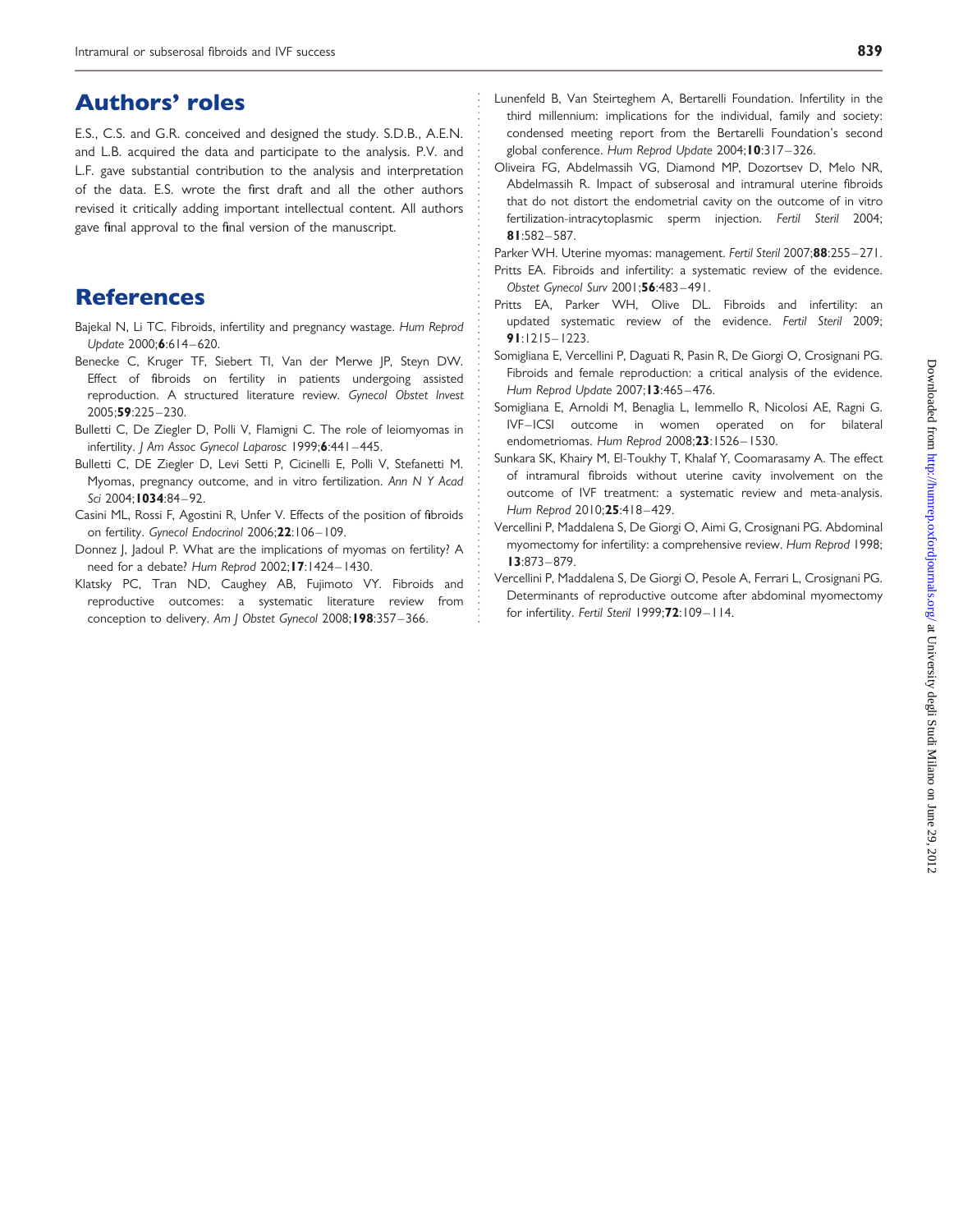## Authors' roles

E.S., C.S. and G.R. conceived and designed the study. S.D.B., A.E.N. and L.B. acquired the data and participate to the analysis. P.V. and L.F. gave substantial contribution to the analysis and interpretation of the data. E.S. wrote the first draft and all the other authors revised it critically adding important intellectual content. All authors gave final approval to the final version of the manuscript.

## References

Bajekal N, Li TC. Fibroids, infertility and pregnancy wastage. *Hum Reprod Update* 2000;**6**:614–620.

Benecke C, Kruger TF, Siebert TI, Van der Merwe JP, Steyn DW. Effect of fibroids on fertility in patients undergoing assisted reproduction. A structured literature review. *Gynecol Obstet Invest* 2005;**59**:225–230.

Bulletti C, De Ziegler D, Polli V, Flamigni C. The role of leiomyomas in infertility. *J Am Assoc Gynecol Laparosc* 1999;**6**:441–445.

Bulletti C, DE Ziegler D, Levi Setti P, Cicinelli E, Polli V, Stefanetti M. Myomas, pregnancy outcome, and in vitro fertilization. *Ann N Y Acad Sci* 2004;**1034**:84–92.

Casini ML, Rossi F, Agostini R, Unfer V. Effects of the position of fibroids on fertility. *Gynecol Endocrinol* 2006;**22**:106–109.

Donnez J, Jadoul P. What are the implications of myomas on fertility? A need for a debate? *Hum Reprod* 2002;**17**:1424–1430.

Klatsky PC, Tran ND, Caughey AB, Fujimoto VY. Fibroids and reproductive outcomes: a systematic literature review from conception to delivery. *Am J Obstet Gynecol* 2008;**198**:357–366.

Lunenfeld B, Van Steirteghem A, Bertarelli Foundation. Infertility in the third millennium: implications for the individual, family and society: condensed meeting report from the Bertarelli Foundation's second global conference. *Hum Reprod Update* 2004;**10**:317–326.

Oliveira FG, Abdelmassih VG, Diamond MP, Dozortsev D, Melo NR, Abdelmassih R. Impact of subserosal and intramural uterine fibroids that do not distort the endometrial cavity on the outcome of in vitro fertilization-intracytoplasmic sperm injection. *Fertil Steril* 2004; **81**:582–587.

Parker WH. Uterine myomas: management. *Fertil Steril* 2007;**88**:255–271.

Pritts EA. Fibroids and infertility: a systematic review of the evidence. *Obstet Gynecol Surv* 2001;**56**:483–491.

Pritts EA, Parker WH, Olive DL. Fibroids and infertility: an updated systematic review of the evidence. *Fertil Steril* 2009; **91**:1215–1223.

Somigliana E, Vercellini P, Daguati R, Pasin R, De Giorgi O, Crosignani PG. Fibroids and female reproduction: a critical analysis of the evidence. *Hum Reprod Update* 2007;**13**:465–476.

Somigliana E, Arnoldi M, Benaglia L, Iemmello R, Nicolosi AE, Ragni G. IVF–ICSI outcome in women operated on for bilateral endometriomas. *Hum Reprod* 2008;**23**:1526–1530.

Sunkara SK, Khairy M, El-Toukhy T, Khalaf Y, Coomarasamy A. The effect of intramural fibroids without uterine cavity involvement on the outcome of IVF treatment: a systematic review and meta-analysis. *Hum Reprod* 2010;**25**:418–429.

Vercellini P, Maddalena S, De Giorgi O, Aimi G, Crosignani PG. Abdominal myomectomy for infertility: a comprehensive review. *Hum Reprod* 1998; **13**:873–879.

Vercellini P, Maddalena S, De Giorgi O, Pesole A, Ferrari L, Crosignani PG. Determinants of reproductive outcome after abdominal myomectomy for infertility. *Fertil Steril* 1999;**72**:109–114.